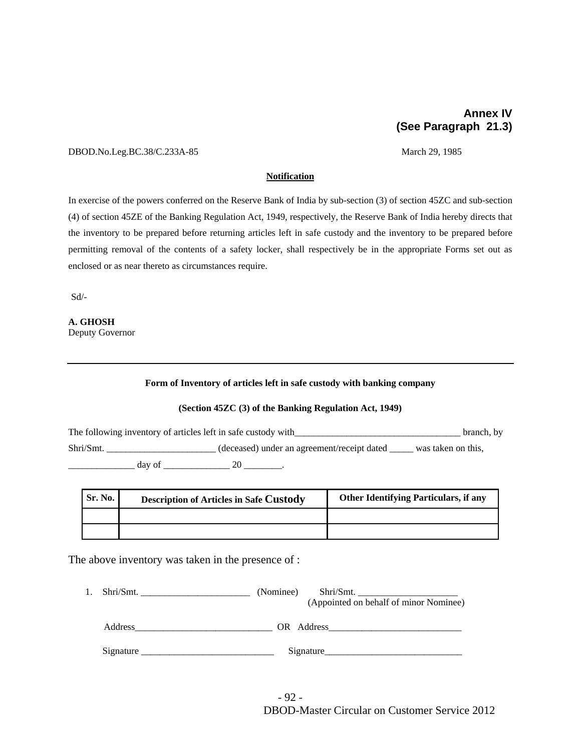**Annex IV**
**(See Paragraph 21.3)**

DBOD.No.Leg.BC.38/C.233A-85 March 29, 1985

**Notification**

In exercise of the powers conferred on the Reserve Bank of India by sub-section (3) of section 45ZC and sub-section (4) of section 45ZE of the Banking Regulation Act, 1949, respectively, the Reserve Bank of India hereby directs that the inventory to be prepared before returning articles left in safe custody and the inventory to be prepared before permitting removal of the contents of a safety locker, shall respectively be in the appropriate Forms set out as enclosed or as near thereto as circumstances require.

Sd/-

**A. GHOSH**
Deputy Governor

---

**Form of Inventory of articles left in safe custody with banking company**

**(Section 45ZC (3) of the Banking Regulation Act, 1949)**

The following inventory of articles left in safe custody with___________________________________ branch, by Shri/Smt. _______________________ (deceased) under an agreement/receipt dated _____ was taken on this, ______________ day of ______________ 20 ________.

| Sr. No. | Description of Articles in Safe Custody | Other Identifying Particulars, if any |
|---|---|---|
| | | |
| | | |

The above inventory was taken in the presence of :

1. Shri/Smt. _______________________ (Nominee) Shri/Smt. _____________________ (Appointed on behalf of minor Nominee)

   Address_____________________________ OR Address____________________________

   Signature ____________________________ Signature_____________________________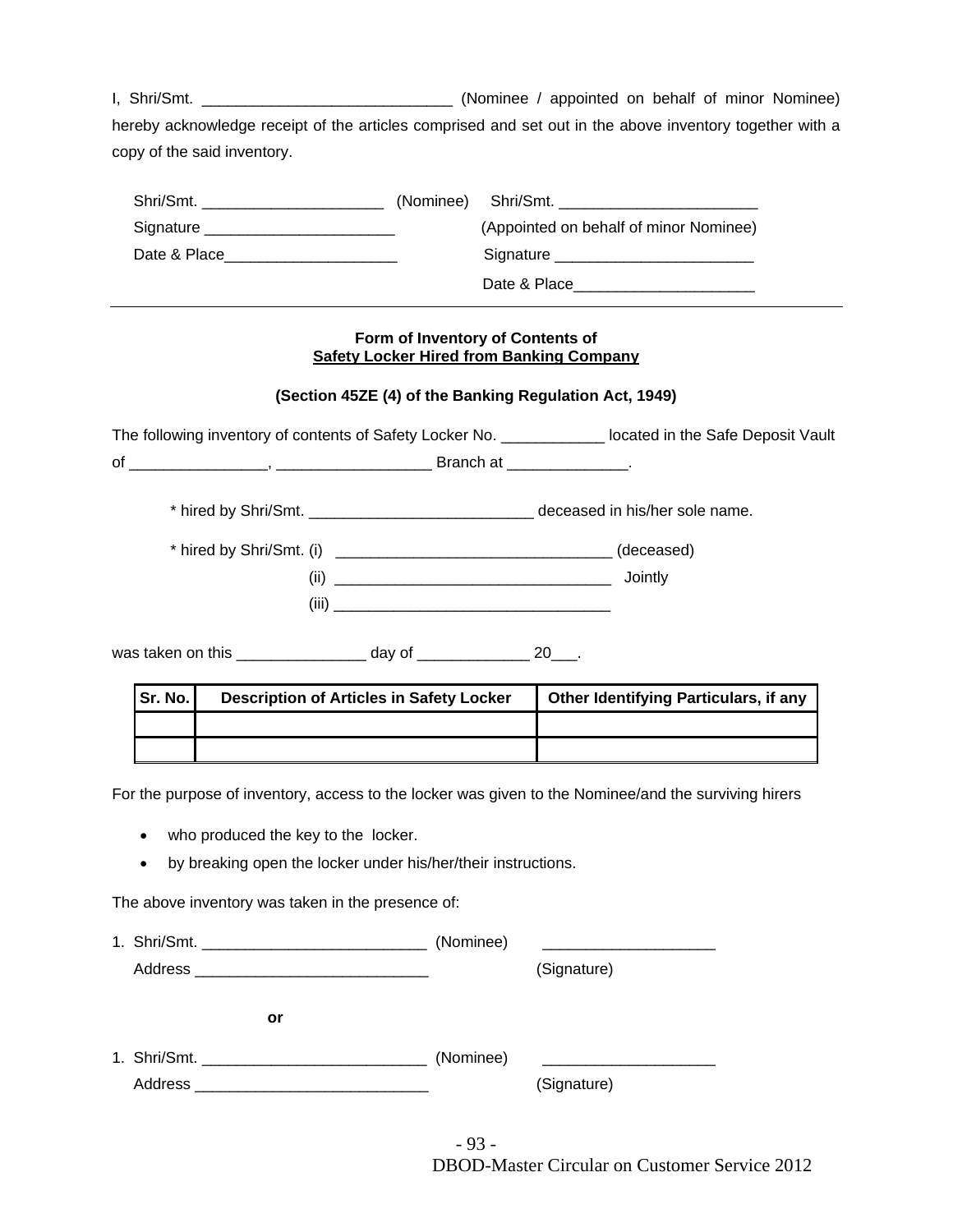I, Shri/Smt. _____________________________ (Nominee / appointed on behalf of minor Nominee) hereby acknowledge receipt of the articles comprised and set out in the above inventory together with a copy of the said inventory.

Shri/Smt. _____________________ (Nominee)    Shri/Smt. _______________________
Signature ______________________    (Appointed on behalf of minor Nominee)
Date & Place____________________    Signature _______________________
                                    Date & Place_____________________

---

**Form of Inventory of Contents of**
**Safety Locker Hired from Banking Company**

**(Section 45ZE (4) of the Banking Regulation Act, 1949)**

The following inventory of contents of Safety Locker No. ____________ located in the Safe Deposit Vault of ________________, __________________ Branch at ______________.

* hired by Shri/Smt. __________________________ deceased in his/her sole name.

* hired by Shri/Smt. (i) ________________________________ (deceased)
(ii) ________________________________ Jointly
(iii) ________________________________

was taken on this _______________ day of _____________ 20___.

| Sr. No. | Description of Articles in Safety Locker | Other Identifying Particulars, if any |
|---|---|---|
| | | |
| | | |

For the purpose of inventory, access to the locker was given to the Nominee/and the surviving hirers

- who produced the key to the locker.
- by breaking open the locker under his/her/their instructions.

The above inventory was taken in the presence of:

1. Shri/Smt. __________________________ (Nominee)    ____________________
   Address ___________________________    (Signature)

**or**

1. Shri/Smt. __________________________ (Nominee)    ____________________
   Address ___________________________    (Signature)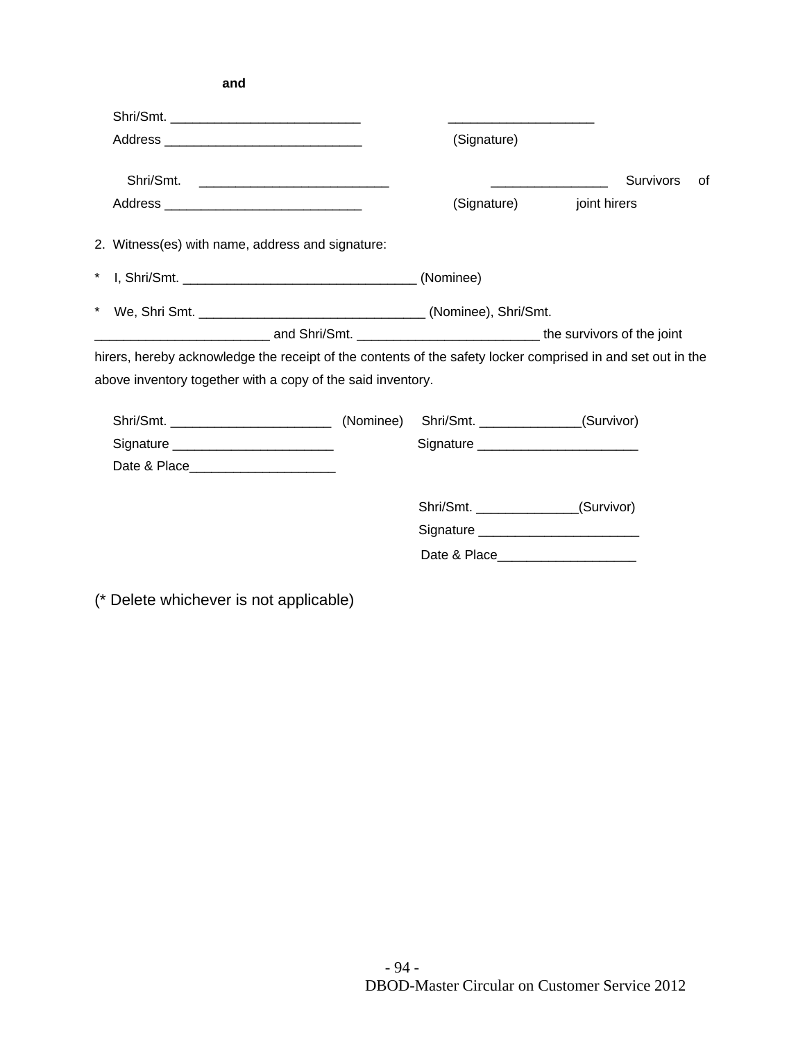**and**

Shri/Smt. ___________________________ ____________________

Address ___________________________ (Signature)

Shri/Smt. ___________________________ ________________ Survivors of

Address ___________________________ (Signature) joint hirers

2. Witness(es) with name, address and signature:

* I, Shri/Smt. _________________________________ (Nominee)

* We, Shri Smt. ________________________________ (Nominee), Shri/Smt. ________________________ and Shri/Smt. _________________________ the survivors of the joint hirers, hereby acknowledge the receipt of the contents of the safety locker comprised in and set out in the above inventory together with a copy of the said inventory.

Shri/Smt. ______________________ (Nominee)

Signature ______________________

Date & Place____________________

Shri/Smt. ______________(Survivor)

Signature ______________________

Shri/Smt. ______________(Survivor)

Signature ______________________

Date & Place___________________

(* Delete whichever is not applicable)